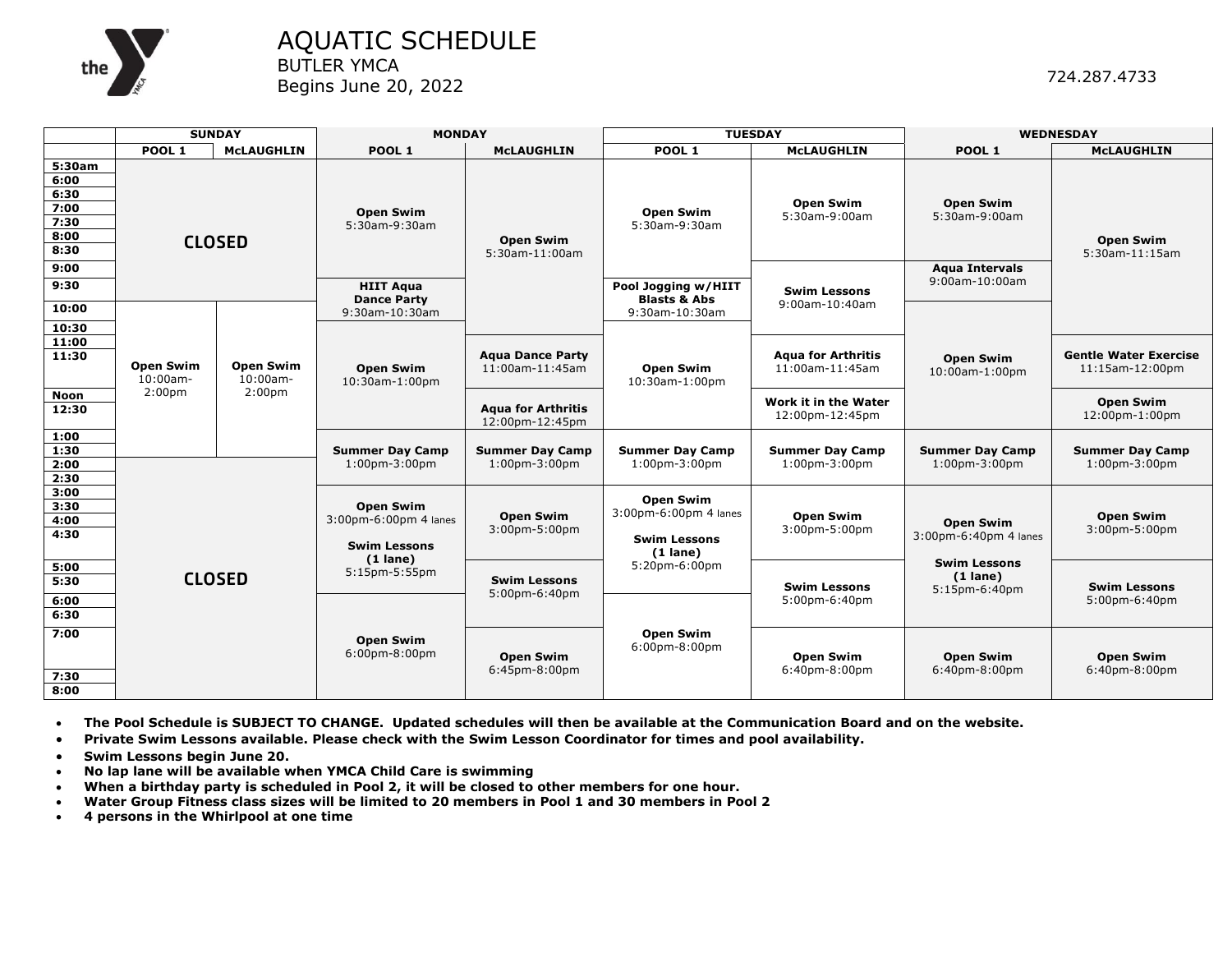# AQUATIC SCHEDULE

BUTLER YMCA

Begins June 20, 2022

724.287.4733

| | SUNDAY | | MONDAY | | TUESDAY | | WEDNESDAY | |
|---|---|---|---|---|---|---|---|---|
| | POOL 1 | McLAUGHLIN | POOL 1 | McLAUGHLIN | POOL 1 | McLAUGHLIN | POOL 1 | McLAUGHLIN |
| 5:30am–9:30 | CLOSED | CLOSED | **Open Swim** 5:30am-9:30am | **Open Swim** 5:30am-11:00am | **Open Swim** 5:30am-9:30am | **Open Swim** 5:30am-9:00am | **Open Swim** 5:30am-9:00am | **Open Swim** 5:30am-11:15am |
| 9:00 | | | | | | **Swim Lessons** 9:00am-10:40am | **Aqua Intervals** 9:00am-10:00am | |
| 9:30 | | | **HIIT Aqua Dance Party** 9:30am-10:30am | | **Pool Jogging w/HIIT Blasts & Abs** 9:30am-10:30am | | | |
| 10:00 | **Open Swim** 10:00am-2:00pm | **Open Swim** 10:00am-2:00pm | | | | | **Open Swim** 10:00am-1:00pm | |
| 10:30 | | | **Open Swim** 10:30am-1:00pm | | **Open Swim** 10:30am-1:00pm | | | |
| 11:00 | | | | **Aqua Dance Party** 11:00am-11:45am | | **Aqua for Arthritis** 11:00am-11:45am | | |
| 11:15 | | | | | | | | **Gentle Water Exercise** 11:15am-12:00pm |
| Noon / 12:30 | | | | **Aqua for Arthritis** 12:00pm-12:45pm | | **Work it in the Water** 12:00pm-12:45pm | | **Open Swim** 12:00pm-1:00pm |
| 1:00 | | | **Summer Day Camp** 1:00pm-3:00pm | **Summer Day Camp** 1:00pm-3:00pm | **Summer Day Camp** 1:00pm-3:00pm | **Summer Day Camp** 1:00pm-3:00pm | **Summer Day Camp** 1:00pm-3:00pm | **Summer Day Camp** 1:00pm-3:00pm |
| 2:00–8:00 | CLOSED | CLOSED | | | | | | |
| 3:00 | | | **Open Swim** 3:00pm-6:00pm 4 lanes; **Swim Lessons (1 lane)** 5:15pm-5:55pm | **Open Swim** 3:00pm-5:00pm | **Open Swim** 3:00pm-6:00pm 4 lanes; **Swim Lessons (1 lane)** 5:20pm-6:00pm | **Open Swim** 3:00pm-5:00pm | **Open Swim** 3:00pm-6:40pm 4 lanes; **Swim Lessons (1 lane)** 5:15pm-6:40pm | **Open Swim** 3:00pm-5:00pm |
| 5:00 | | | | **Swim Lessons** 5:00pm-6:40pm | | **Swim Lessons** 5:00pm-6:40pm | | **Swim Lessons** 5:00pm-6:40pm |
| 6:00 | | | **Open Swim** 6:00pm-8:00pm | | **Open Swim** 6:00pm-8:00pm | | | |
| 6:40 | | | | **Open Swim** 6:45pm-8:00pm | | **Open Swim** 6:40pm-8:00pm | **Open Swim** 6:40pm-8:00pm | **Open Swim** 6:40pm-8:00pm |

- **The Pool Schedule is SUBJECT TO CHANGE. Updated schedules will then be available at the Communication Board and on the website.**
- **Private Swim Lessons available. Please check with the Swim Lesson Coordinator for times and pool availability.**
- **Swim Lessons begin June 20.**
- **No lap lane will be available when YMCA Child Care is swimming**
- **When a birthday party is scheduled in Pool 2, it will be closed to other members for one hour.**
- **Water Group Fitness class sizes will be limited to 20 members in Pool 1 and 30 members in Pool 2**
- **4 persons in the Whirlpool at one time**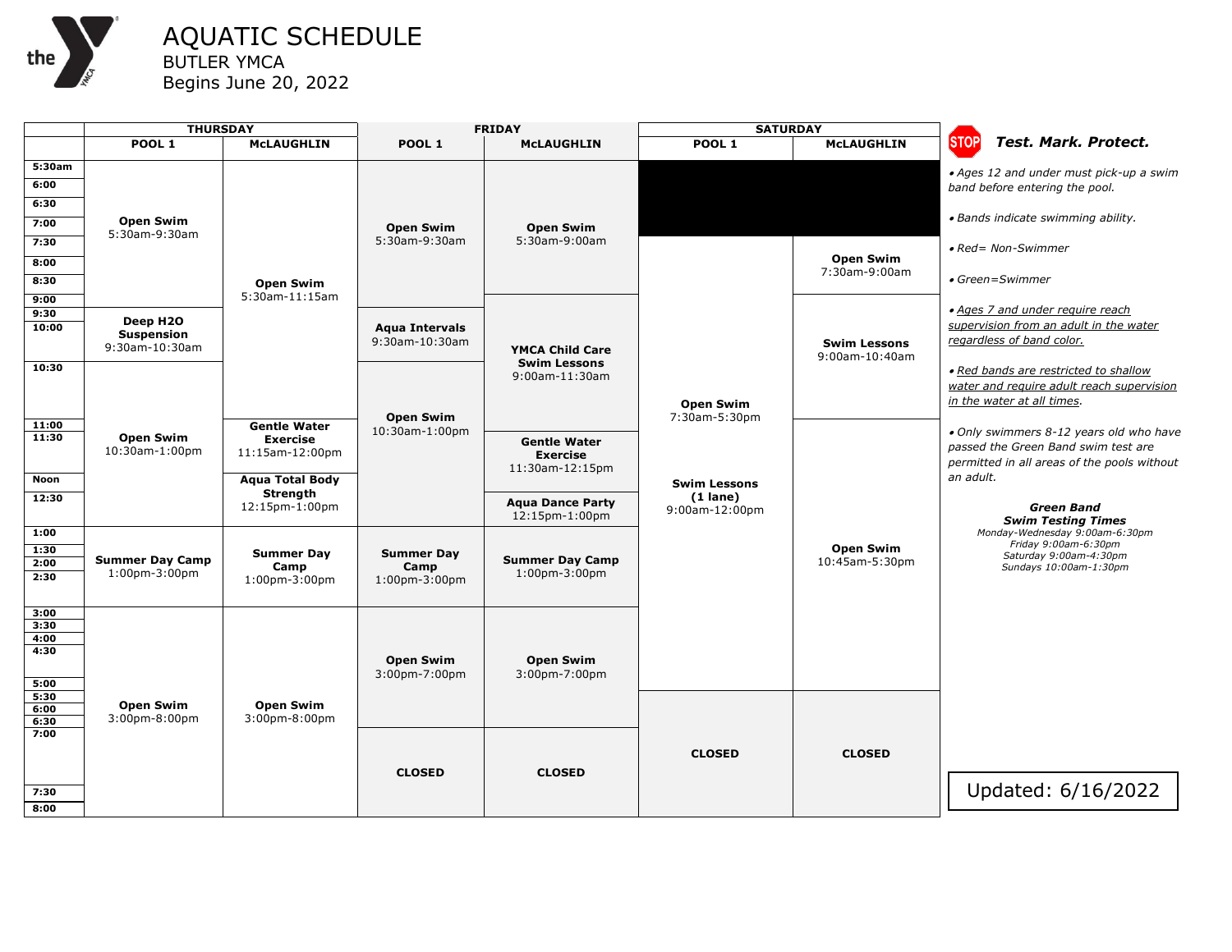# AQUATIC SCHEDULE

BUTLER YMCA

Begins June 20, 2022

| | THURSDAY | | FRIDAY | | SATURDAY | |
|---|---|---|---|---|---|---|
| | POOL 1 | McLAUGHLIN | POOL 1 | McLAUGHLIN | POOL 1 | McLAUGHLIN |
| 5:30am–9:00 | **Open Swim** 5:30am-9:30am | **Open Swim** 5:30am-11:15am | **Open Swim** 5:30am-9:30am | **Open Swim** 5:30am-9:00am | | **Open Swim** 7:30am-9:00am |
| 9:30–10:00 | **Deep H2O Suspension** 9:30am-10:30am | | **Aqua Intervals** 9:30am-10:30am | **YMCA Child Care Swim Lessons** 9:00am-11:30am | **Open Swim** 7:30am-5:30pm | **Swim Lessons** 9:00am-10:40am |
| 10:30–11:00 | **Open Swim** 10:30am-1:00pm | | **Open Swim** 10:30am-1:00pm | | **Swim Lessons (1 lane)** 9:00am-12:00pm | |
| 11:00–11:30 | | **Gentle Water Exercise** 11:15am-12:00pm | | **Gentle Water Exercise** 11:30am-12:15pm | | **Open Swim** 10:45am-5:30pm |
| Noon–12:30 | | **Aqua Total Body Strength** 12:15pm-1:00pm | | **Aqua Dance Party** 12:15pm-1:00pm | | |
| 1:00–2:30 | **Summer Day Camp** 1:00pm-3:00pm | **Summer Day Camp** 1:00pm-3:00pm | **Summer Day Camp** 1:00pm-3:00pm | **Summer Day Camp** 1:00pm-3:00pm | | |
| 3:00–5:00 | **Open Swim** 3:00pm-8:00pm | **Open Swim** 3:00pm-8:00pm | **Open Swim** 3:00pm-7:00pm | **Open Swim** 3:00pm-7:00pm | | |
| 5:30–6:30 | | | | | **CLOSED** | **CLOSED** |
| 7:00–8:00 | | | **CLOSED** | **CLOSED** | | |

## Test. Mark. Protect.

- *Ages 12 and under must pick-up a swim band before entering the pool.*
- *Bands indicate swimming ability.*
- *Red= Non-Swimmer*
- *Green=Swimmer*
- *Ages 7 and under require reach supervision from an adult in the water regardless of band color.*
- *Red bands are restricted to shallow water and require adult reach supervision in the water at all times.*
- *Only swimmers 8-12 years old who have passed the Green Band swim test are permitted in all areas of the pools without an adult.*

***Green Band Swim Testing Times***

*Monday-Wednesday 9:00am-6:30pm*
*Friday 9:00am-6:30pm*
*Saturday 9:00am-4:30pm*
*Sundays 10:00am-1:30pm*

Updated: 6/16/2022